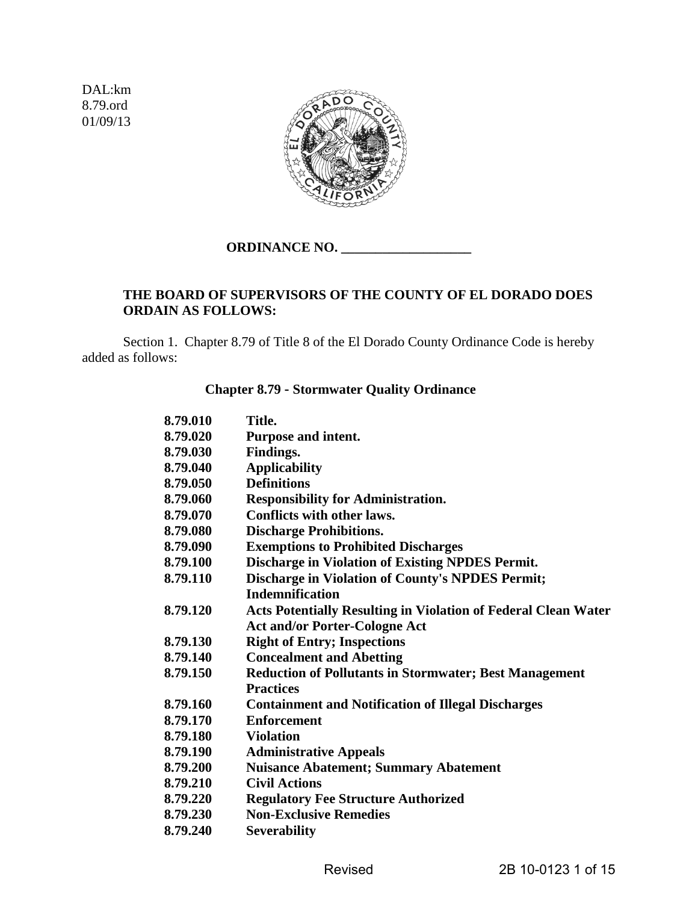DAL:km
8.79.ord
01/09/13

**ORDINANCE NO. ___________________**

**THE BOARD OF SUPERVISORS OF THE COUNTY OF EL DORADO DOES ORDAIN AS FOLLOWS:**

Section 1. Chapter 8.79 of Title 8 of the El Dorado County Ordinance Code is hereby added as follows:

## Chapter 8.79 - Stormwater Quality Ordinance

| | |
|---|---|
| **8.79.010** | **Title.** |
| **8.79.020** | **Purpose and intent.** |
| **8.79.030** | **Findings.** |
| **8.79.040** | **Applicability** |
| **8.79.050** | **Definitions** |
| **8.79.060** | **Responsibility for Administration.** |
| **8.79.070** | **Conflicts with other laws.** |
| **8.79.080** | **Discharge Prohibitions.** |
| **8.79.090** | **Exemptions to Prohibited Discharges** |
| **8.79.100** | **Discharge in Violation of Existing NPDES Permit.** |
| **8.79.110** | **Discharge in Violation of County's NPDES Permit; Indemnification** |
| **8.79.120** | **Acts Potentially Resulting in Violation of Federal Clean Water Act and/or Porter-Cologne Act** |
| **8.79.130** | **Right of Entry; Inspections** |
| **8.79.140** | **Concealment and Abetting** |
| **8.79.150** | **Reduction of Pollutants in Stormwater; Best Management Practices** |
| **8.79.160** | **Containment and Notification of Illegal Discharges** |
| **8.79.170** | **Enforcement** |
| **8.79.180** | **Violation** |
| **8.79.190** | **Administrative Appeals** |
| **8.79.200** | **Nuisance Abatement; Summary Abatement** |
| **8.79.210** | **Civil Actions** |
| **8.79.220** | **Regulatory Fee Structure Authorized** |
| **8.79.230** | **Non-Exclusive Remedies** |
| **8.79.240** | **Severability** |

Revised 2B 10-0123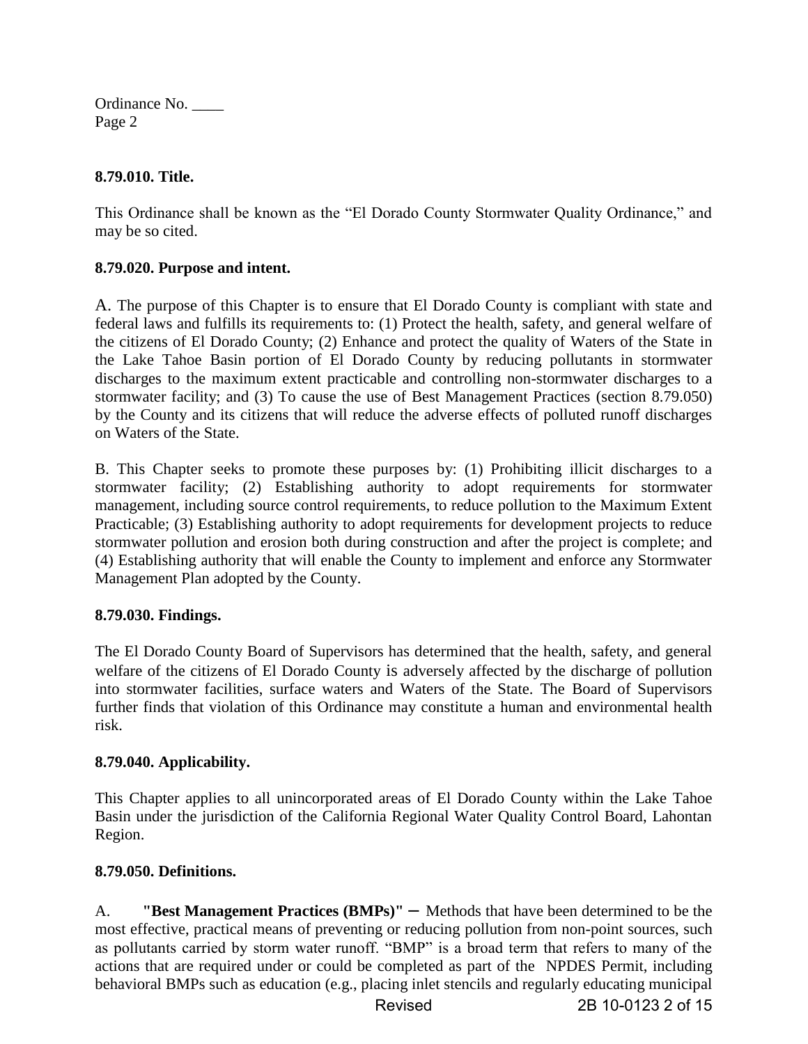## 8.79.010. Title.

This Ordinance shall be known as the "El Dorado County Stormwater Quality Ordinance," and may be so cited.

## 8.79.020. Purpose and intent.

A. The purpose of this Chapter is to ensure that El Dorado County is compliant with state and federal laws and fulfills its requirements to: (1) Protect the health, safety, and general welfare of the citizens of El Dorado County; (2) Enhance and protect the quality of Waters of the State in the Lake Tahoe Basin portion of El Dorado County by reducing pollutants in stormwater discharges to the maximum extent practicable and controlling non-stormwater discharges to a stormwater facility; and (3) To cause the use of Best Management Practices (section 8.79.050) by the County and its citizens that will reduce the adverse effects of polluted runoff discharges on Waters of the State.

B. This Chapter seeks to promote these purposes by: (1) Prohibiting illicit discharges to a stormwater facility; (2) Establishing authority to adopt requirements for stormwater management, including source control requirements, to reduce pollution to the Maximum Extent Practicable; (3) Establishing authority to adopt requirements for development projects to reduce stormwater pollution and erosion both during construction and after the project is complete; and (4) Establishing authority that will enable the County to implement and enforce any Stormwater Management Plan adopted by the County.

## 8.79.030. Findings.

The El Dorado County Board of Supervisors has determined that the health, safety, and general welfare of the citizens of El Dorado County is adversely affected by the discharge of pollution into stormwater facilities, surface waters and Waters of the State. The Board of Supervisors further finds that violation of this Ordinance may constitute a human and environmental health risk.

## 8.79.040. Applicability.

This Chapter applies to all unincorporated areas of El Dorado County within the Lake Tahoe Basin under the jurisdiction of the California Regional Water Quality Control Board, Lahontan Region.

## 8.79.050. Definitions.

A. **"Best Management Practices (BMPs)"** – Methods that have been determined to be the most effective, practical means of preventing or reducing pollution from non-point sources, such as pollutants carried by storm water runoff. "BMP" is a broad term that refers to many of the actions that are required under or could be completed as part of the NPDES Permit, including behavioral BMPs such as education (e.g., placing inlet stencils and regularly educating municipal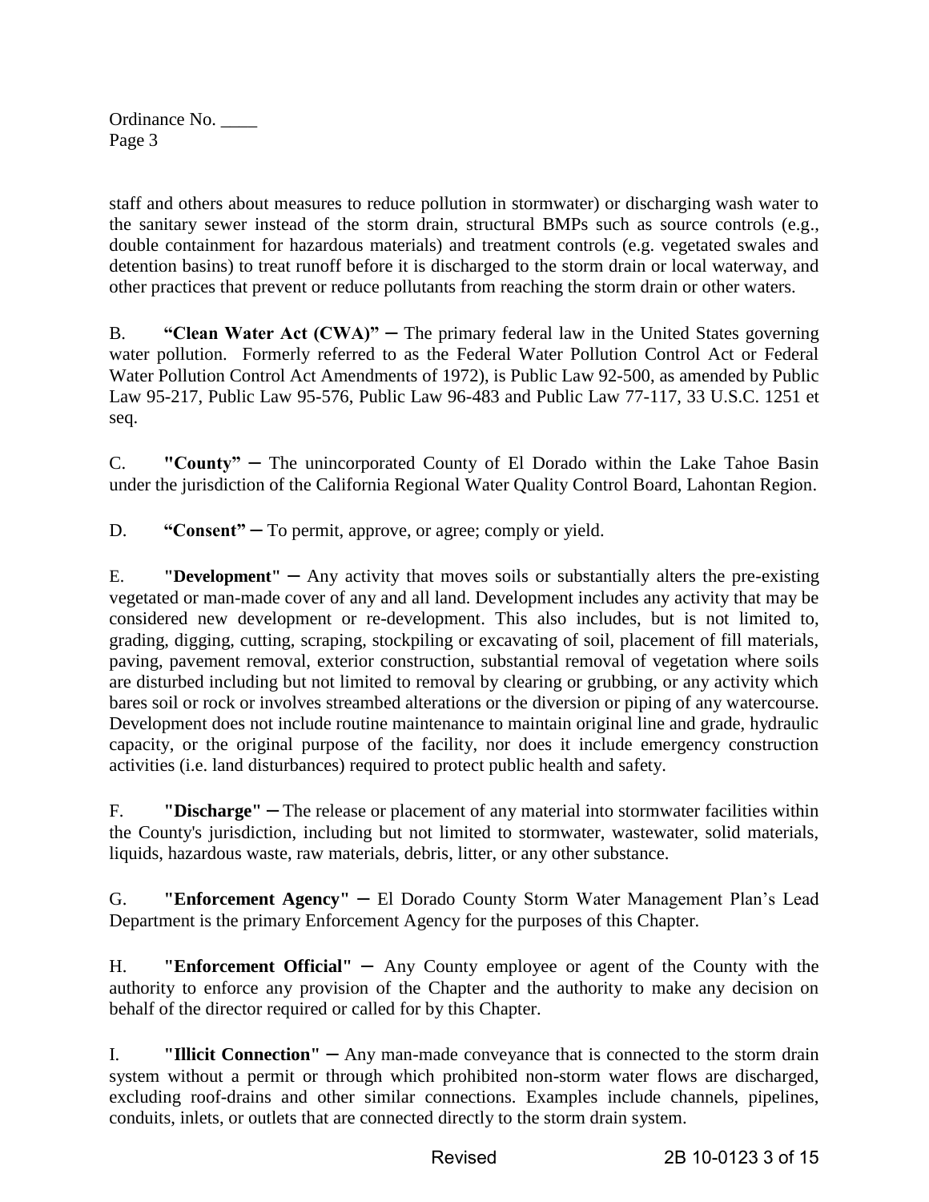staff and others about measures to reduce pollution in stormwater) or discharging wash water to the sanitary sewer instead of the storm drain, structural BMPs such as source controls (e.g., double containment for hazardous materials) and treatment controls (e.g. vegetated swales and detention basins) to treat runoff before it is discharged to the storm drain or local waterway, and other practices that prevent or reduce pollutants from reaching the storm drain or other waters.

B. **"Clean Water Act (CWA)"** – The primary federal law in the United States governing water pollution. Formerly referred to as the Federal Water Pollution Control Act or Federal Water Pollution Control Act Amendments of 1972), is Public Law 92-500, as amended by Public Law 95-217, Public Law 95-576, Public Law 96-483 and Public Law 77-117, 33 U.S.C. 1251 et seq.

C. **"County"** – The unincorporated County of El Dorado within the Lake Tahoe Basin under the jurisdiction of the California Regional Water Quality Control Board, Lahontan Region.

D. **"Consent"** – To permit, approve, or agree; comply or yield.

E. **"Development"** – Any activity that moves soils or substantially alters the pre-existing vegetated or man-made cover of any and all land. Development includes any activity that may be considered new development or re-development. This also includes, but is not limited to, grading, digging, cutting, scraping, stockpiling or excavating of soil, placement of fill materials, paving, pavement removal, exterior construction, substantial removal of vegetation where soils are disturbed including but not limited to removal by clearing or grubbing, or any activity which bares soil or rock or involves streambed alterations or the diversion or piping of any watercourse. Development does not include routine maintenance to maintain original line and grade, hydraulic capacity, or the original purpose of the facility, nor does it include emergency construction activities (i.e. land disturbances) required to protect public health and safety.

F. **"Discharge"** – The release or placement of any material into stormwater facilities within the County's jurisdiction, including but not limited to stormwater, wastewater, solid materials, liquids, hazardous waste, raw materials, debris, litter, or any other substance.

G. **"Enforcement Agency"** – El Dorado County Storm Water Management Plan's Lead Department is the primary Enforcement Agency for the purposes of this Chapter.

H. **"Enforcement Official"** – Any County employee or agent of the County with the authority to enforce any provision of the Chapter and the authority to make any decision on behalf of the director required or called for by this Chapter.

I. **"Illicit Connection"** – Any man-made conveyance that is connected to the storm drain system without a permit or through which prohibited non-storm water flows are discharged, excluding roof-drains and other similar connections. Examples include channels, pipelines, conduits, inlets, or outlets that are connected directly to the storm drain system.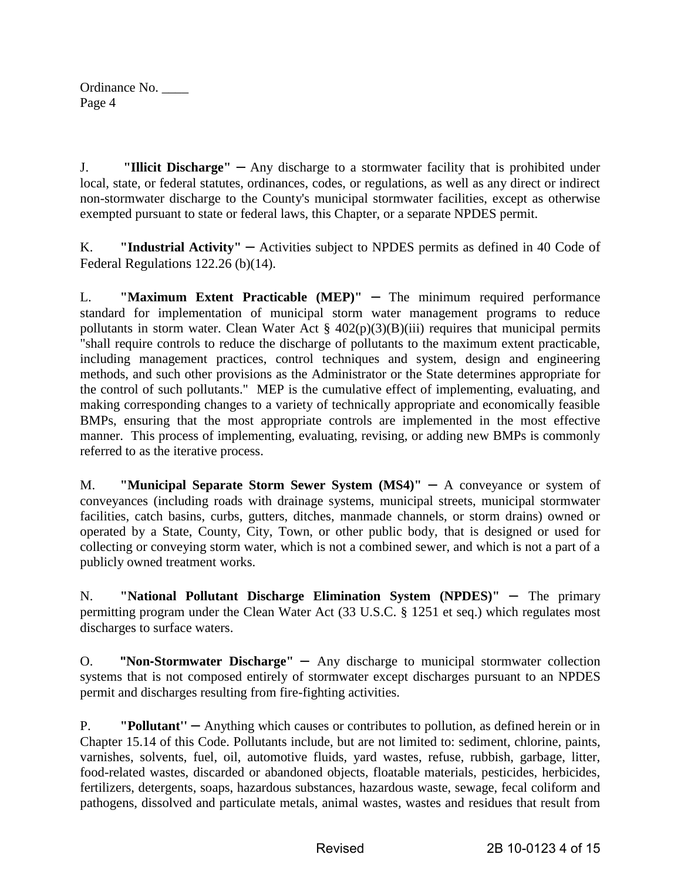J. **"Illicit Discharge"** – Any discharge to a stormwater facility that is prohibited under local, state, or federal statutes, ordinances, codes, or regulations, as well as any direct or indirect non-stormwater discharge to the County's municipal stormwater facilities, except as otherwise exempted pursuant to state or federal laws, this Chapter, or a separate NPDES permit.

K. **"Industrial Activity"** – Activities subject to NPDES permits as defined in 40 Code of Federal Regulations 122.26 (b)(14).

L. **"Maximum Extent Practicable (MEP)"** – The minimum required performance standard for implementation of municipal storm water management programs to reduce pollutants in storm water. Clean Water Act § 402(p)(3)(B)(iii) requires that municipal permits "shall require controls to reduce the discharge of pollutants to the maximum extent practicable, including management practices, control techniques and system, design and engineering methods, and such other provisions as the Administrator or the State determines appropriate for the control of such pollutants." MEP is the cumulative effect of implementing, evaluating, and making corresponding changes to a variety of technically appropriate and economically feasible BMPs, ensuring that the most appropriate controls are implemented in the most effective manner. This process of implementing, evaluating, revising, or adding new BMPs is commonly referred to as the iterative process.

M. **"Municipal Separate Storm Sewer System (MS4)"** – A conveyance or system of conveyances (including roads with drainage systems, municipal streets, municipal stormwater facilities, catch basins, curbs, gutters, ditches, manmade channels, or storm drains) owned or operated by a State, County, City, Town, or other public body, that is designed or used for collecting or conveying storm water, which is not a combined sewer, and which is not a part of a publicly owned treatment works.

N. **"National Pollutant Discharge Elimination System (NPDES)"** – The primary permitting program under the Clean Water Act (33 U.S.C. § 1251 et seq.) which regulates most discharges to surface waters.

O. **"Non-Stormwater Discharge"** – Any discharge to municipal stormwater collection systems that is not composed entirely of stormwater except discharges pursuant to an NPDES permit and discharges resulting from fire-fighting activities.

P. **"Pollutant''** – Anything which causes or contributes to pollution, as defined herein or in Chapter 15.14 of this Code. Pollutants include, but are not limited to: sediment, chlorine, paints, varnishes, solvents, fuel, oil, automotive fluids, yard wastes, refuse, rubbish, garbage, litter, food-related wastes, discarded or abandoned objects, floatable materials, pesticides, herbicides, fertilizers, detergents, soaps, hazardous substances, hazardous waste, sewage, fecal coliform and pathogens, dissolved and particulate metals, animal wastes, wastes and residues that result from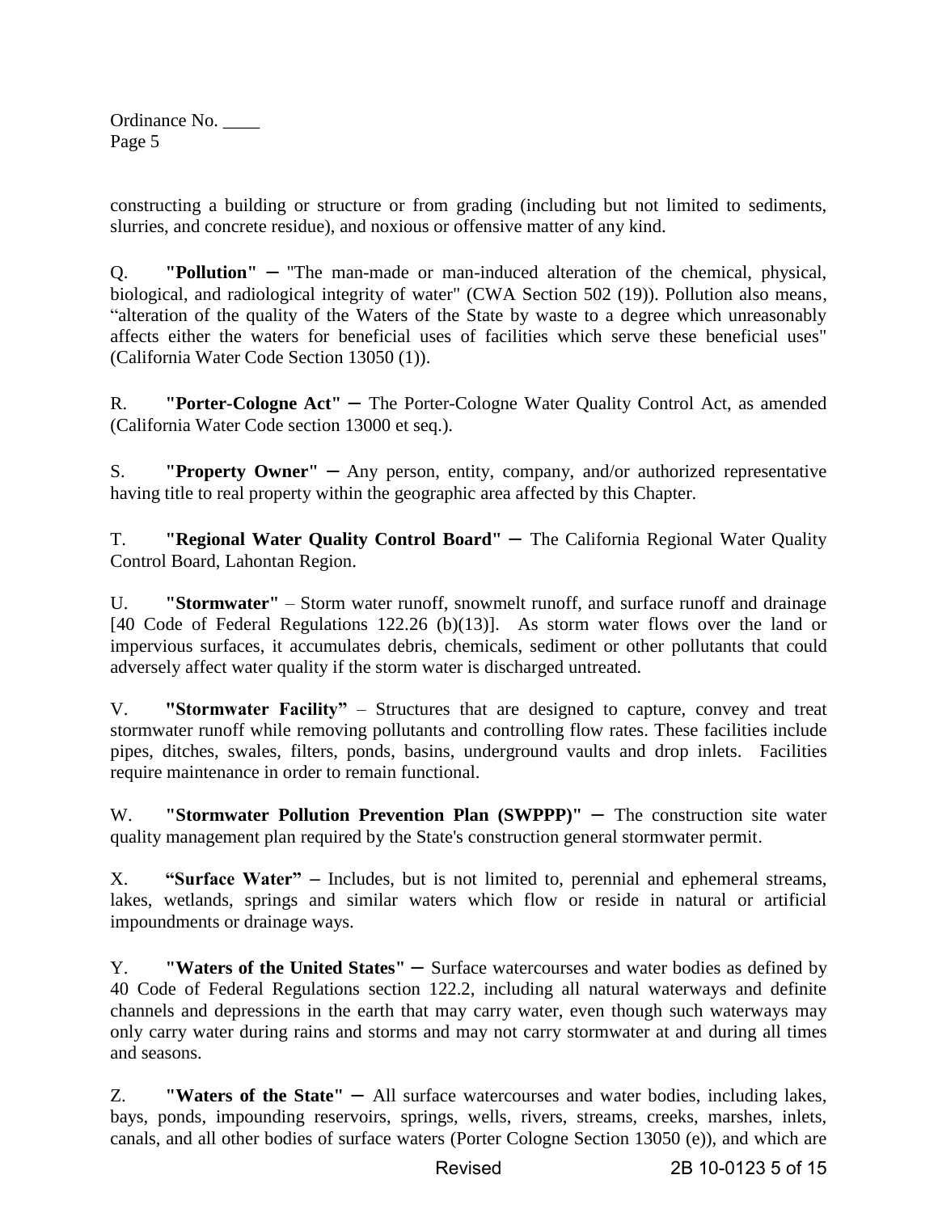constructing a building or structure or from grading (including but not limited to sediments, slurries, and concrete residue), and noxious or offensive matter of any kind.

Q. **"Pollution"** – "The man-made or man-induced alteration of the chemical, physical, biological, and radiological integrity of water" (CWA Section 502 (19)). Pollution also means, "alteration of the quality of the Waters of the State by waste to a degree which unreasonably affects either the waters for beneficial uses of facilities which serve these beneficial uses" (California Water Code Section 13050 (1)).

R. **"Porter-Cologne Act"** – The Porter-Cologne Water Quality Control Act, as amended (California Water Code section 13000 et seq.).

S. **"Property Owner"** – Any person, entity, company, and/or authorized representative having title to real property within the geographic area affected by this Chapter.

T. **"Regional Water Quality Control Board"** – The California Regional Water Quality Control Board, Lahontan Region.

U. **"Stormwater"** – Storm water runoff, snowmelt runoff, and surface runoff and drainage [40 Code of Federal Regulations 122.26 (b)(13)]. As storm water flows over the land or impervious surfaces, it accumulates debris, chemicals, sediment or other pollutants that could adversely affect water quality if the storm water is discharged untreated.

V. **"Stormwater Facility"** – Structures that are designed to capture, convey and treat stormwater runoff while removing pollutants and controlling flow rates. These facilities include pipes, ditches, swales, filters, ponds, basins, underground vaults and drop inlets. Facilities require maintenance in order to remain functional.

W. **"Stormwater Pollution Prevention Plan (SWPPP)"** – The construction site water quality management plan required by the State's construction general stormwater permit.

X. **"Surface Water"** – Includes, but is not limited to, perennial and ephemeral streams, lakes, wetlands, springs and similar waters which flow or reside in natural or artificial impoundments or drainage ways.

Y. **"Waters of the United States"** – Surface watercourses and water bodies as defined by 40 Code of Federal Regulations section 122.2, including all natural waterways and definite channels and depressions in the earth that may carry water, even though such waterways may only carry water during rains and storms and may not carry stormwater at and during all times and seasons.

Z. **"Waters of the State"** – All surface watercourses and water bodies, including lakes, bays, ponds, impounding reservoirs, springs, wells, rivers, streams, creeks, marshes, inlets, canals, and all other bodies of surface waters (Porter Cologne Section 13050 (e)), and which are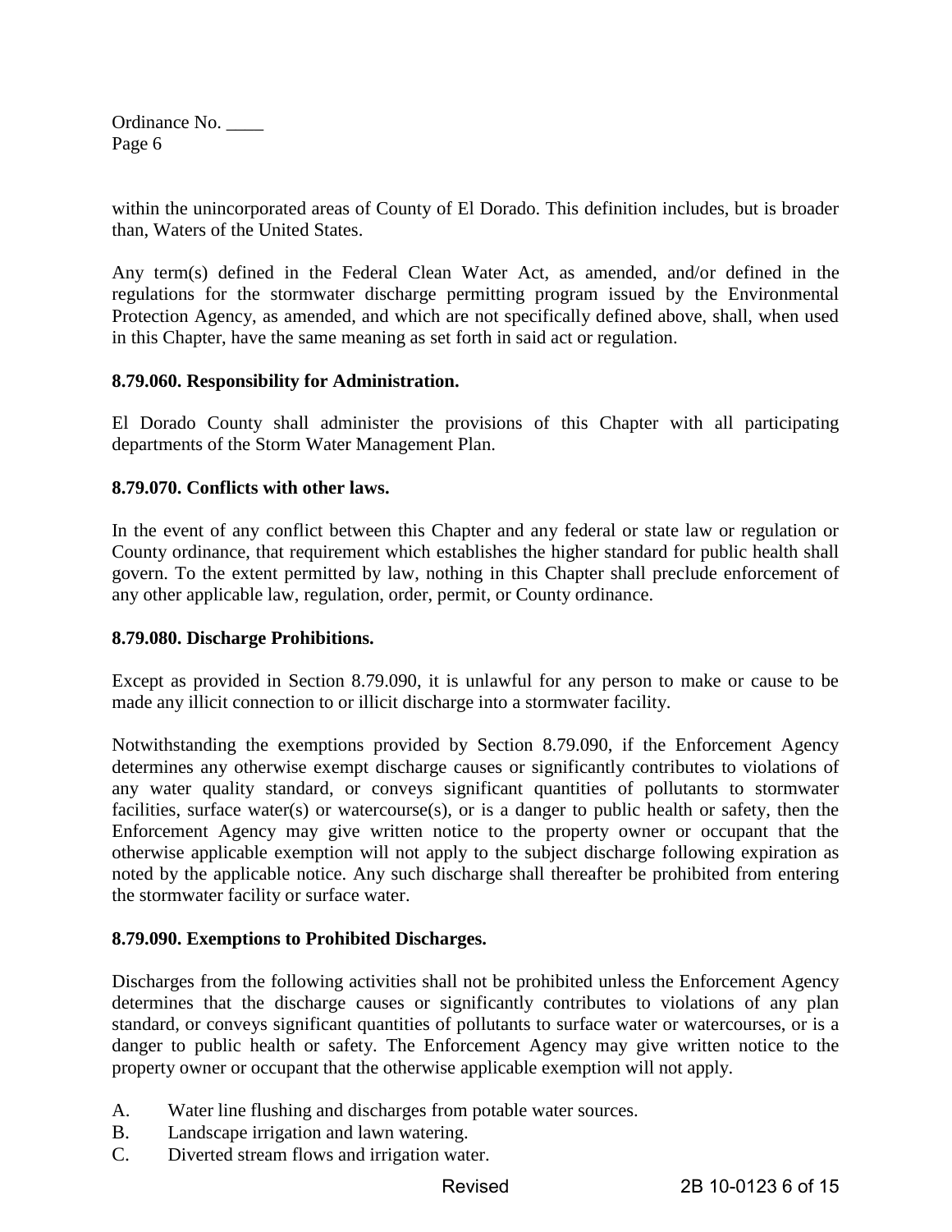within the unincorporated areas of County of El Dorado. This definition includes, but is broader than, Waters of the United States.

Any term(s) defined in the Federal Clean Water Act, as amended, and/or defined in the regulations for the stormwater discharge permitting program issued by the Environmental Protection Agency, as amended, and which are not specifically defined above, shall, when used in this Chapter, have the same meaning as set forth in said act or regulation.

**8.79.060. Responsibility for Administration.**

El Dorado County shall administer the provisions of this Chapter with all participating departments of the Storm Water Management Plan.

**8.79.070. Conflicts with other laws.**

In the event of any conflict between this Chapter and any federal or state law or regulation or County ordinance, that requirement which establishes the higher standard for public health shall govern. To the extent permitted by law, nothing in this Chapter shall preclude enforcement of any other applicable law, regulation, order, permit, or County ordinance.

**8.79.080. Discharge Prohibitions.**

Except as provided in Section 8.79.090, it is unlawful for any person to make or cause to be made any illicit connection to or illicit discharge into a stormwater facility.

Notwithstanding the exemptions provided by Section 8.79.090, if the Enforcement Agency determines any otherwise exempt discharge causes or significantly contributes to violations of any water quality standard, or conveys significant quantities of pollutants to stormwater facilities, surface water(s) or watercourse(s), or is a danger to public health or safety, then the Enforcement Agency may give written notice to the property owner or occupant that the otherwise applicable exemption will not apply to the subject discharge following expiration as noted by the applicable notice. Any such discharge shall thereafter be prohibited from entering the stormwater facility or surface water.

**8.79.090. Exemptions to Prohibited Discharges.**

Discharges from the following activities shall not be prohibited unless the Enforcement Agency determines that the discharge causes or significantly contributes to violations of any plan standard, or conveys significant quantities of pollutants to surface water or watercourses, or is a danger to public health or safety. The Enforcement Agency may give written notice to the property owner or occupant that the otherwise applicable exemption will not apply.

A. Water line flushing and discharges from potable water sources.
B. Landscape irrigation and lawn watering.
C. Diverted stream flows and irrigation water.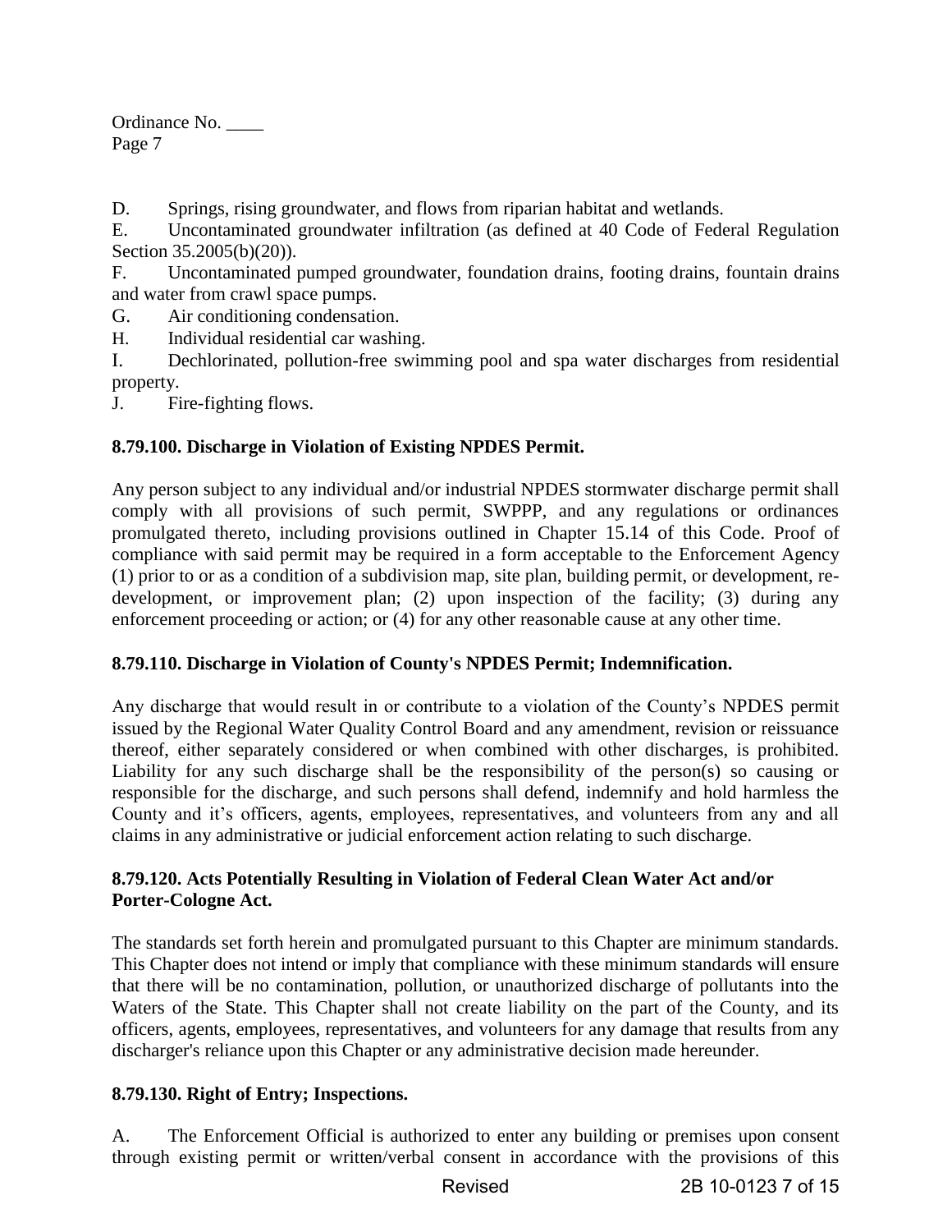D. Springs, rising groundwater, and flows from riparian habitat and wetlands.

E. Uncontaminated groundwater infiltration (as defined at 40 Code of Federal Regulation Section 35.2005(b)(20)).

F. Uncontaminated pumped groundwater, foundation drains, footing drains, fountain drains and water from crawl space pumps.

G. Air conditioning condensation.

H. Individual residential car washing.

I. Dechlorinated, pollution-free swimming pool and spa water discharges from residential property.

J. Fire-fighting flows.

**8.79.100. Discharge in Violation of Existing NPDES Permit.**

Any person subject to any individual and/or industrial NPDES stormwater discharge permit shall comply with all provisions of such permit, SWPPP, and any regulations or ordinances promulgated thereto, including provisions outlined in Chapter 15.14 of this Code. Proof of compliance with said permit may be required in a form acceptable to the Enforcement Agency (1) prior to or as a condition of a subdivision map, site plan, building permit, or development, re-development, or improvement plan; (2) upon inspection of the facility; (3) during any enforcement proceeding or action; or (4) for any other reasonable cause at any other time.

**8.79.110. Discharge in Violation of County's NPDES Permit; Indemnification.**

Any discharge that would result in or contribute to a violation of the County's NPDES permit issued by the Regional Water Quality Control Board and any amendment, revision or reissuance thereof, either separately considered or when combined with other discharges, is prohibited. Liability for any such discharge shall be the responsibility of the person(s) so causing or responsible for the discharge, and such persons shall defend, indemnify and hold harmless the County and it's officers, agents, employees, representatives, and volunteers from any and all claims in any administrative or judicial enforcement action relating to such discharge.

**8.79.120. Acts Potentially Resulting in Violation of Federal Clean Water Act and/or Porter-Cologne Act.**

The standards set forth herein and promulgated pursuant to this Chapter are minimum standards. This Chapter does not intend or imply that compliance with these minimum standards will ensure that there will be no contamination, pollution, or unauthorized discharge of pollutants into the Waters of the State. This Chapter shall not create liability on the part of the County, and its officers, agents, employees, representatives, and volunteers for any damage that results from any discharger's reliance upon this Chapter or any administrative decision made hereunder.

**8.79.130. Right of Entry; Inspections.**

A. The Enforcement Official is authorized to enter any building or premises upon consent through existing permit or written/verbal consent in accordance with the provisions of this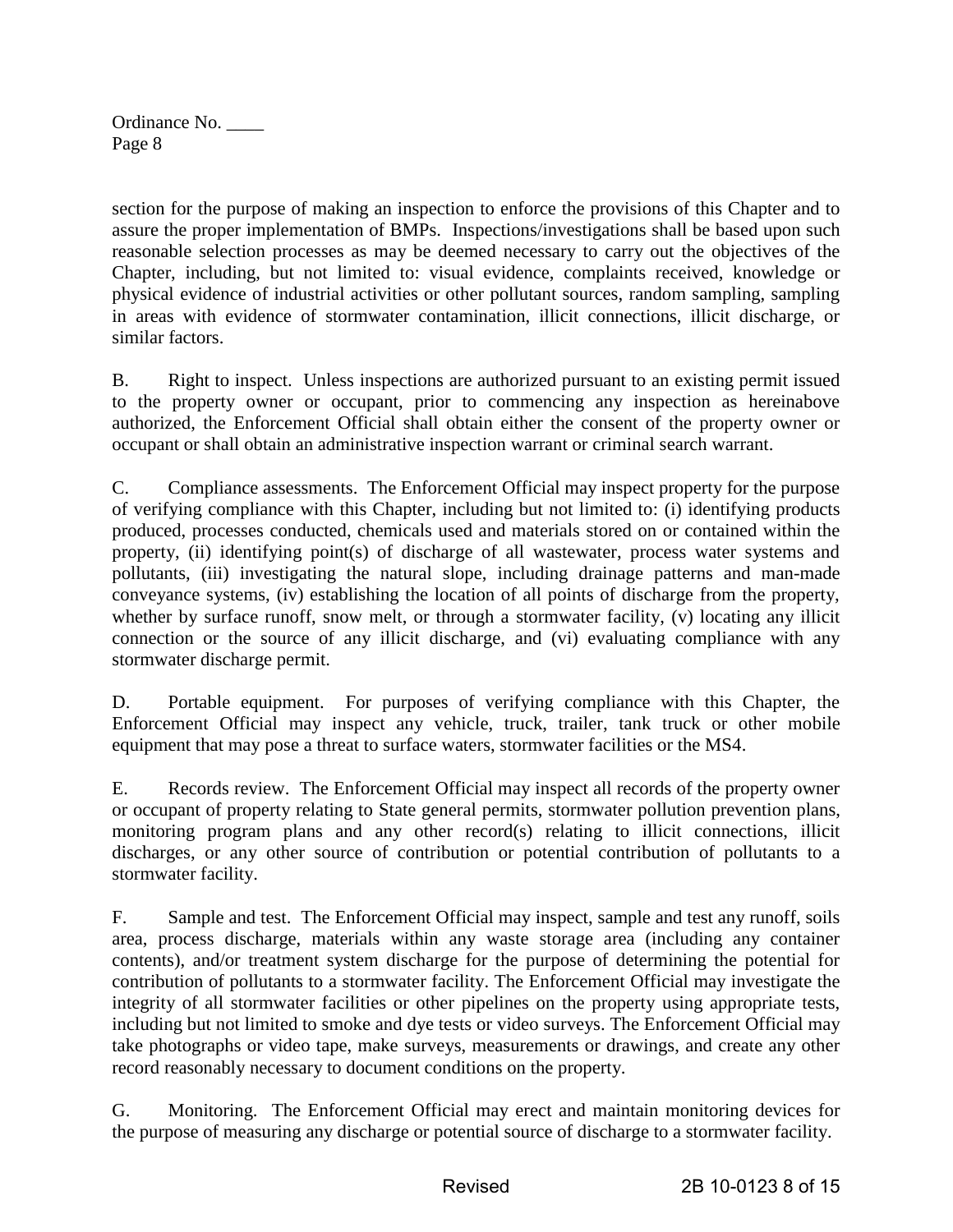section for the purpose of making an inspection to enforce the provisions of this Chapter and to assure the proper implementation of BMPs. Inspections/investigations shall be based upon such reasonable selection processes as may be deemed necessary to carry out the objectives of the Chapter, including, but not limited to: visual evidence, complaints received, knowledge or physical evidence of industrial activities or other pollutant sources, random sampling, sampling in areas with evidence of stormwater contamination, illicit connections, illicit discharge, or similar factors.

B. Right to inspect. Unless inspections are authorized pursuant to an existing permit issued to the property owner or occupant, prior to commencing any inspection as hereinabove authorized, the Enforcement Official shall obtain either the consent of the property owner or occupant or shall obtain an administrative inspection warrant or criminal search warrant.

C. Compliance assessments. The Enforcement Official may inspect property for the purpose of verifying compliance with this Chapter, including but not limited to: (i) identifying products produced, processes conducted, chemicals used and materials stored on or contained within the property, (ii) identifying point(s) of discharge of all wastewater, process water systems and pollutants, (iii) investigating the natural slope, including drainage patterns and man-made conveyance systems, (iv) establishing the location of all points of discharge from the property, whether by surface runoff, snow melt, or through a stormwater facility, (v) locating any illicit connection or the source of any illicit discharge, and (vi) evaluating compliance with any stormwater discharge permit.

D. Portable equipment. For purposes of verifying compliance with this Chapter, the Enforcement Official may inspect any vehicle, truck, trailer, tank truck or other mobile equipment that may pose a threat to surface waters, stormwater facilities or the MS4.

E. Records review. The Enforcement Official may inspect all records of the property owner or occupant of property relating to State general permits, stormwater pollution prevention plans, monitoring program plans and any other record(s) relating to illicit connections, illicit discharges, or any other source of contribution or potential contribution of pollutants to a stormwater facility.

F. Sample and test. The Enforcement Official may inspect, sample and test any runoff, soils area, process discharge, materials within any waste storage area (including any container contents), and/or treatment system discharge for the purpose of determining the potential for contribution of pollutants to a stormwater facility. The Enforcement Official may investigate the integrity of all stormwater facilities or other pipelines on the property using appropriate tests, including but not limited to smoke and dye tests or video surveys. The Enforcement Official may take photographs or video tape, make surveys, measurements or drawings, and create any other record reasonably necessary to document conditions on the property.

G. Monitoring. The Enforcement Official may erect and maintain monitoring devices for the purpose of measuring any discharge or potential source of discharge to a stormwater facility.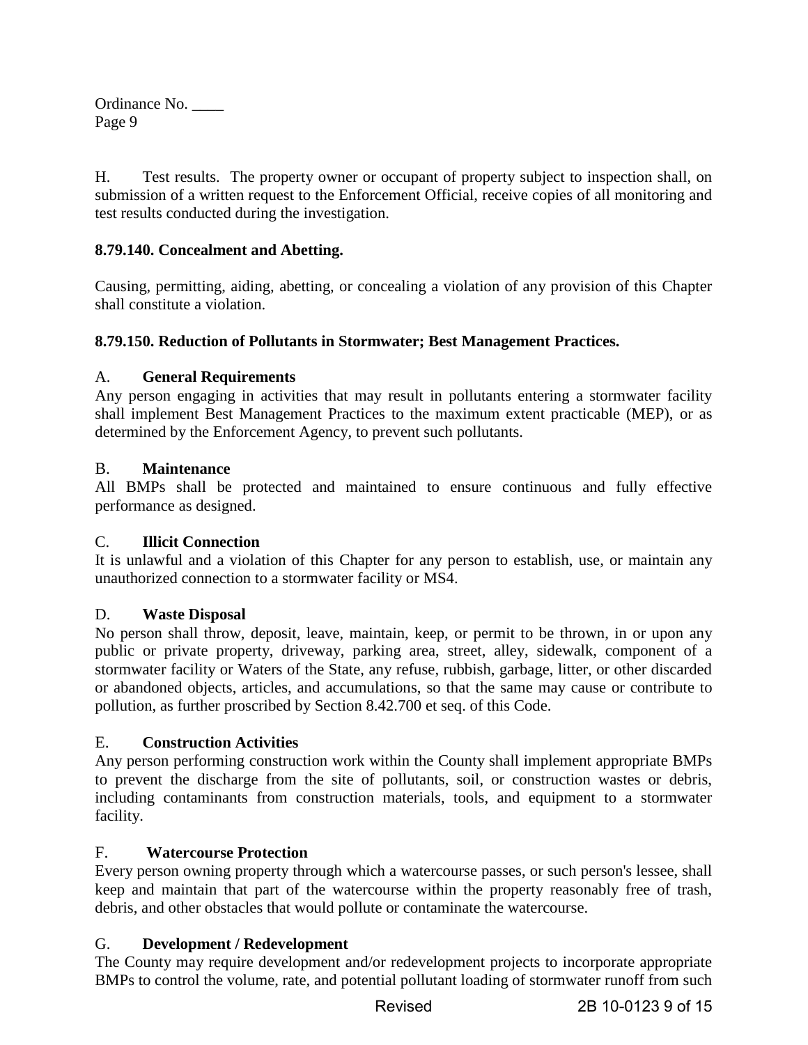H. Test results. The property owner or occupant of property subject to inspection shall, on submission of a written request to the Enforcement Official, receive copies of all monitoring and test results conducted during the investigation.

**8.79.140. Concealment and Abetting.**

Causing, permitting, aiding, abetting, or concealing a violation of any provision of this Chapter shall constitute a violation.

**8.79.150. Reduction of Pollutants in Stormwater; Best Management Practices.**

A. **General Requirements**

Any person engaging in activities that may result in pollutants entering a stormwater facility shall implement Best Management Practices to the maximum extent practicable (MEP), or as determined by the Enforcement Agency, to prevent such pollutants.

B. **Maintenance**

All BMPs shall be protected and maintained to ensure continuous and fully effective performance as designed.

C. **Illicit Connection**

It is unlawful and a violation of this Chapter for any person to establish, use, or maintain any unauthorized connection to a stormwater facility or MS4.

D. **Waste Disposal**

No person shall throw, deposit, leave, maintain, keep, or permit to be thrown, in or upon any public or private property, driveway, parking area, street, alley, sidewalk, component of a stormwater facility or Waters of the State, any refuse, rubbish, garbage, litter, or other discarded or abandoned objects, articles, and accumulations, so that the same may cause or contribute to pollution, as further proscribed by Section 8.42.700 et seq. of this Code.

E. **Construction Activities**

Any person performing construction work within the County shall implement appropriate BMPs to prevent the discharge from the site of pollutants, soil, or construction wastes or debris, including contaminants from construction materials, tools, and equipment to a stormwater facility.

F. **Watercourse Protection**

Every person owning property through which a watercourse passes, or such person's lessee, shall keep and maintain that part of the watercourse within the property reasonably free of trash, debris, and other obstacles that would pollute or contaminate the watercourse.

G. **Development / Redevelopment**

The County may require development and/or redevelopment projects to incorporate appropriate BMPs to control the volume, rate, and potential pollutant loading of stormwater runoff from such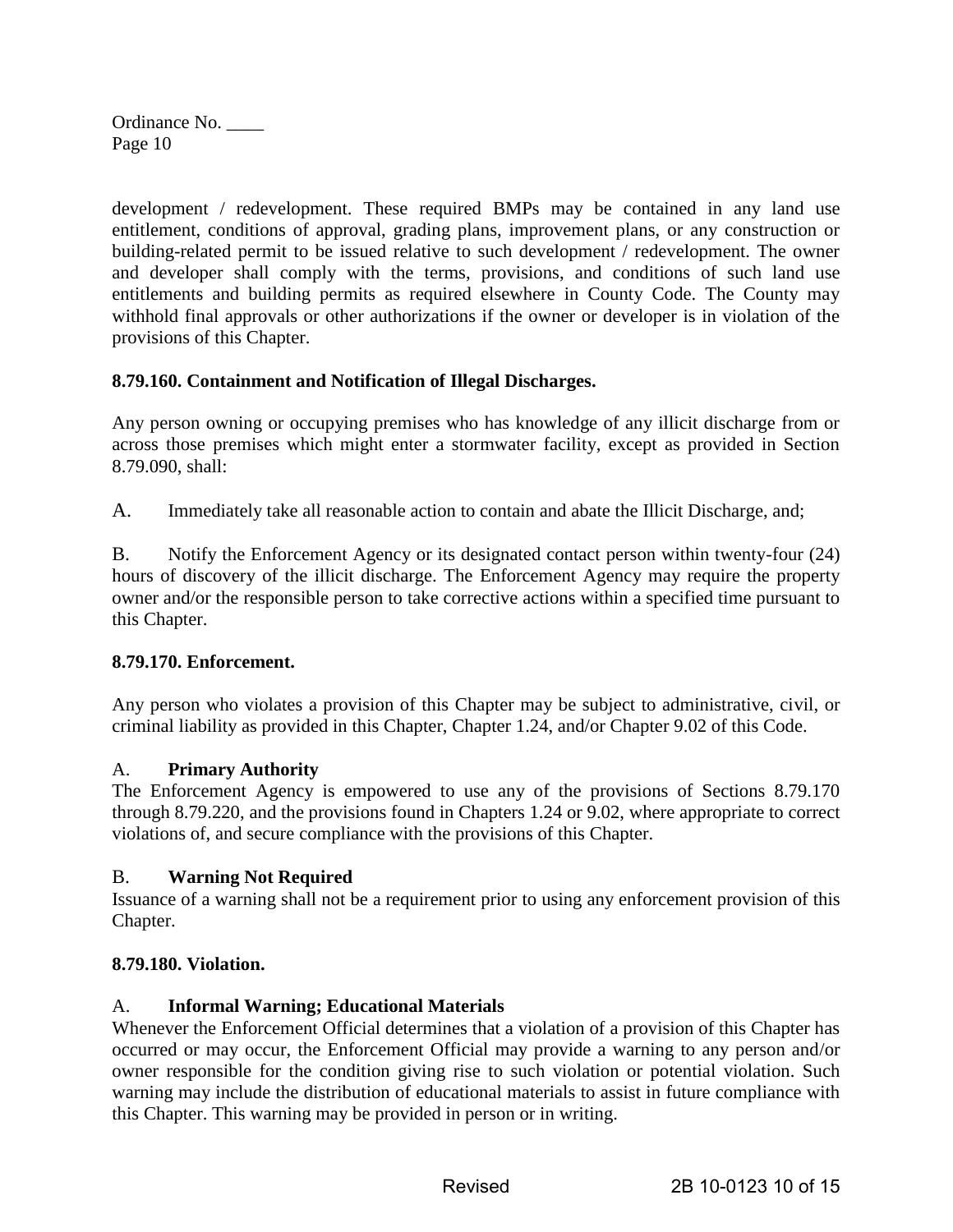development / redevelopment. These required BMPs may be contained in any land use entitlement, conditions of approval, grading plans, improvement plans, or any construction or building-related permit to be issued relative to such development / redevelopment. The owner and developer shall comply with the terms, provisions, and conditions of such land use entitlements and building permits as required elsewhere in County Code. The County may withhold final approvals or other authorizations if the owner or developer is in violation of the provisions of this Chapter.

**8.79.160. Containment and Notification of Illegal Discharges.**

Any person owning or occupying premises who has knowledge of any illicit discharge from or across those premises which might enter a stormwater facility, except as provided in Section 8.79.090, shall:

A. Immediately take all reasonable action to contain and abate the Illicit Discharge, and;

B. Notify the Enforcement Agency or its designated contact person within twenty-four (24) hours of discovery of the illicit discharge. The Enforcement Agency may require the property owner and/or the responsible person to take corrective actions within a specified time pursuant to this Chapter.

**8.79.170. Enforcement.**

Any person who violates a provision of this Chapter may be subject to administrative, civil, or criminal liability as provided in this Chapter, Chapter 1.24, and/or Chapter 9.02 of this Code.

A. **Primary Authority**
The Enforcement Agency is empowered to use any of the provisions of Sections 8.79.170 through 8.79.220, and the provisions found in Chapters 1.24 or 9.02, where appropriate to correct violations of, and secure compliance with the provisions of this Chapter.

B. **Warning Not Required**
Issuance of a warning shall not be a requirement prior to using any enforcement provision of this Chapter.

**8.79.180. Violation.**

A. **Informal Warning; Educational Materials**
Whenever the Enforcement Official determines that a violation of a provision of this Chapter has occurred or may occur, the Enforcement Official may provide a warning to any person and/or owner responsible for the condition giving rise to such violation or potential violation. Such warning may include the distribution of educational materials to assist in future compliance with this Chapter. This warning may be provided in person or in writing.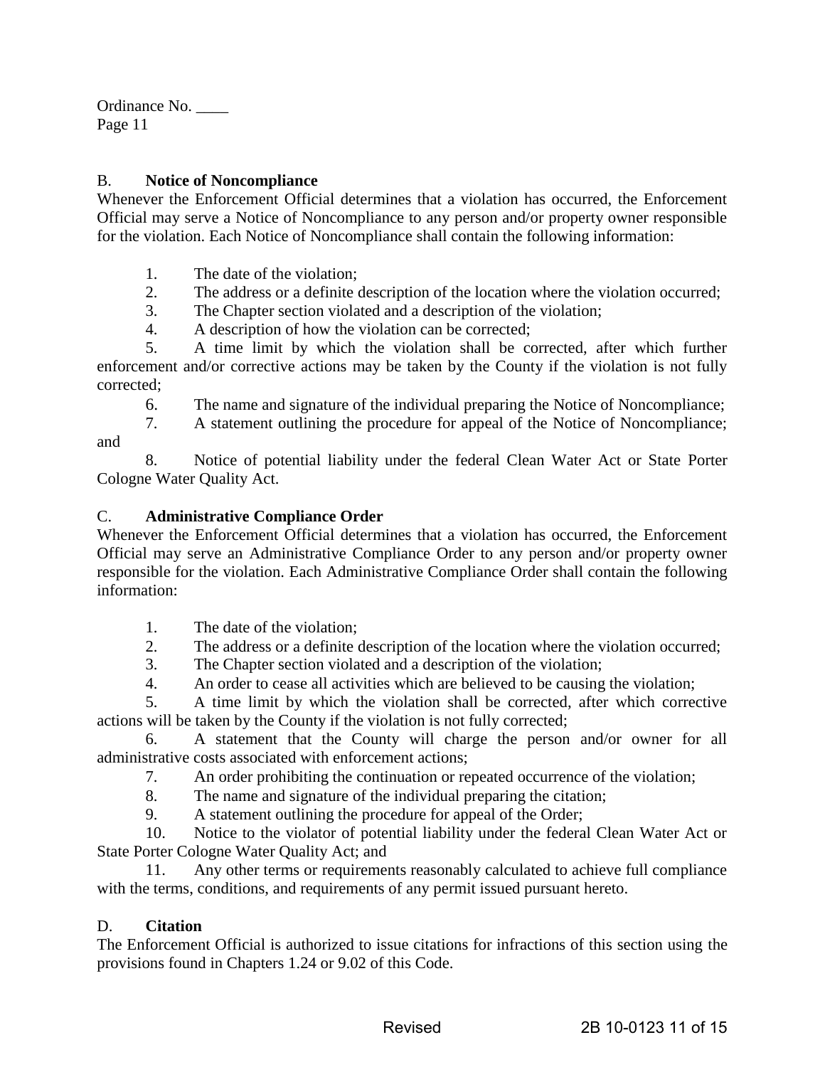**B. Notice of Noncompliance**

Whenever the Enforcement Official determines that a violation has occurred, the Enforcement Official may serve a Notice of Noncompliance to any person and/or property owner responsible for the violation. Each Notice of Noncompliance shall contain the following information:

1. The date of the violation;
2. The address or a definite description of the location where the violation occurred;
3. The Chapter section violated and a description of the violation;
4. A description of how the violation can be corrected;
5. A time limit by which the violation shall be corrected, after which further enforcement and/or corrective actions may be taken by the County if the violation is not fully corrected;
6. The name and signature of the individual preparing the Notice of Noncompliance;
7. A statement outlining the procedure for appeal of the Notice of Noncompliance; and
8. Notice of potential liability under the federal Clean Water Act or State Porter Cologne Water Quality Act.

**C. Administrative Compliance Order**

Whenever the Enforcement Official determines that a violation has occurred, the Enforcement Official may serve an Administrative Compliance Order to any person and/or property owner responsible for the violation. Each Administrative Compliance Order shall contain the following information:

1. The date of the violation;
2. The address or a definite description of the location where the violation occurred;
3. The Chapter section violated and a description of the violation;
4. An order to cease all activities which are believed to be causing the violation;
5. A time limit by which the violation shall be corrected, after which corrective actions will be taken by the County if the violation is not fully corrected;
6. A statement that the County will charge the person and/or owner for all administrative costs associated with enforcement actions;
7. An order prohibiting the continuation or repeated occurrence of the violation;
8. The name and signature of the individual preparing the citation;
9. A statement outlining the procedure for appeal of the Order;
10. Notice to the violator of potential liability under the federal Clean Water Act or State Porter Cologne Water Quality Act; and
11. Any other terms or requirements reasonably calculated to achieve full compliance with the terms, conditions, and requirements of any permit issued pursuant hereto.

**D. Citation**

The Enforcement Official is authorized to issue citations for infractions of this section using the provisions found in Chapters 1.24 or 9.02 of this Code.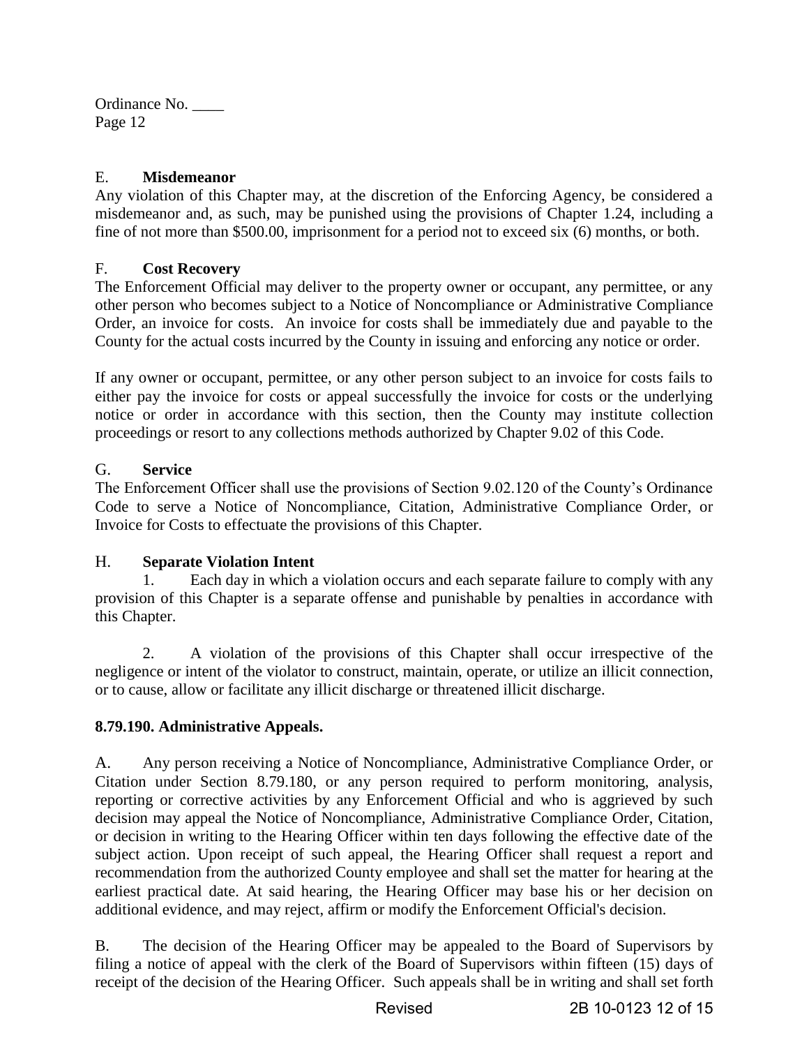E. **Misdemeanor**

Any violation of this Chapter may, at the discretion of the Enforcing Agency, be considered a misdemeanor and, as such, may be punished using the provisions of Chapter 1.24, including a fine of not more than $500.00, imprisonment for a period not to exceed six (6) months, or both.

F. **Cost Recovery**

The Enforcement Official may deliver to the property owner or occupant, any permittee, or any other person who becomes subject to a Notice of Noncompliance or Administrative Compliance Order, an invoice for costs. An invoice for costs shall be immediately due and payable to the County for the actual costs incurred by the County in issuing and enforcing any notice or order.

If any owner or occupant, permittee, or any other person subject to an invoice for costs fails to either pay the invoice for costs or appeal successfully the invoice for costs or the underlying notice or order in accordance with this section, then the County may institute collection proceedings or resort to any collections methods authorized by Chapter 9.02 of this Code.

G. **Service**

The Enforcement Officer shall use the provisions of Section 9.02.120 of the County's Ordinance Code to serve a Notice of Noncompliance, Citation, Administrative Compliance Order, or Invoice for Costs to effectuate the provisions of this Chapter.

H. **Separate Violation Intent**

1. Each day in which a violation occurs and each separate failure to comply with any provision of this Chapter is a separate offense and punishable by penalties in accordance with this Chapter.

2. A violation of the provisions of this Chapter shall occur irrespective of the negligence or intent of the violator to construct, maintain, operate, or utilize an illicit connection, or to cause, allow or facilitate any illicit discharge or threatened illicit discharge.

**8.79.190. Administrative Appeals.**

A. Any person receiving a Notice of Noncompliance, Administrative Compliance Order, or Citation under Section 8.79.180, or any person required to perform monitoring, analysis, reporting or corrective activities by any Enforcement Official and who is aggrieved by such decision may appeal the Notice of Noncompliance, Administrative Compliance Order, Citation, or decision in writing to the Hearing Officer within ten days following the effective date of the subject action. Upon receipt of such appeal, the Hearing Officer shall request a report and recommendation from the authorized County employee and shall set the matter for hearing at the earliest practical date. At said hearing, the Hearing Officer may base his or her decision on additional evidence, and may reject, affirm or modify the Enforcement Official's decision.

B. The decision of the Hearing Officer may be appealed to the Board of Supervisors by filing a notice of appeal with the clerk of the Board of Supervisors within fifteen (15) days of receipt of the decision of the Hearing Officer. Such appeals shall be in writing and shall set forth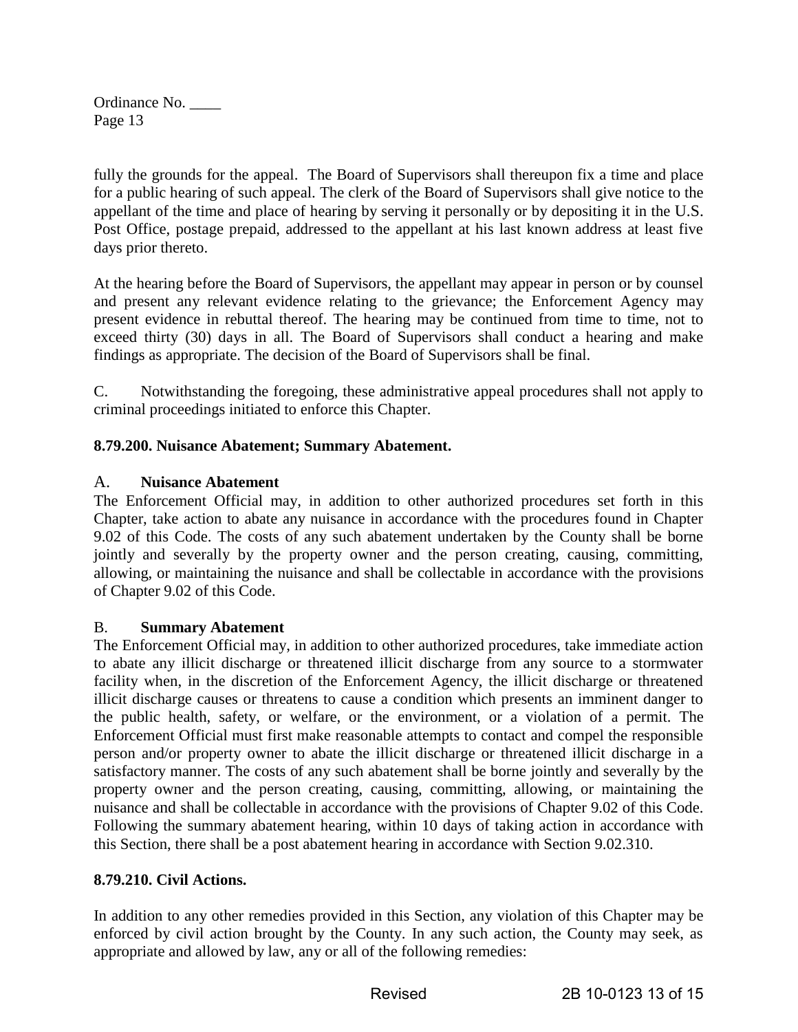fully the grounds for the appeal. The Board of Supervisors shall thereupon fix a time and place for a public hearing of such appeal. The clerk of the Board of Supervisors shall give notice to the appellant of the time and place of hearing by serving it personally or by depositing it in the U.S. Post Office, postage prepaid, addressed to the appellant at his last known address at least five days prior thereto.

At the hearing before the Board of Supervisors, the appellant may appear in person or by counsel and present any relevant evidence relating to the grievance; the Enforcement Agency may present evidence in rebuttal thereof. The hearing may be continued from time to time, not to exceed thirty (30) days in all. The Board of Supervisors shall conduct a hearing and make findings as appropriate. The decision of the Board of Supervisors shall be final.

C. Notwithstanding the foregoing, these administrative appeal procedures shall not apply to criminal proceedings initiated to enforce this Chapter.

**8.79.200. Nuisance Abatement; Summary Abatement.**

A. **Nuisance Abatement**
The Enforcement Official may, in addition to other authorized procedures set forth in this Chapter, take action to abate any nuisance in accordance with the procedures found in Chapter 9.02 of this Code. The costs of any such abatement undertaken by the County shall be borne jointly and severally by the property owner and the person creating, causing, committing, allowing, or maintaining the nuisance and shall be collectable in accordance with the provisions of Chapter 9.02 of this Code.

B. **Summary Abatement**
The Enforcement Official may, in addition to other authorized procedures, take immediate action to abate any illicit discharge or threatened illicit discharge from any source to a stormwater facility when, in the discretion of the Enforcement Agency, the illicit discharge or threatened illicit discharge causes or threatens to cause a condition which presents an imminent danger to the public health, safety, or welfare, or the environment, or a violation of a permit. The Enforcement Official must first make reasonable attempts to contact and compel the responsible person and/or property owner to abate the illicit discharge or threatened illicit discharge in a satisfactory manner. The costs of any such abatement shall be borne jointly and severally by the property owner and the person creating, causing, committing, allowing, or maintaining the nuisance and shall be collectable in accordance with the provisions of Chapter 9.02 of this Code. Following the summary abatement hearing, within 10 days of taking action in accordance with this Section, there shall be a post abatement hearing in accordance with Section 9.02.310.

**8.79.210. Civil Actions.**

In addition to any other remedies provided in this Section, any violation of this Chapter may be enforced by civil action brought by the County. In any such action, the County may seek, as appropriate and allowed by law, any or all of the following remedies: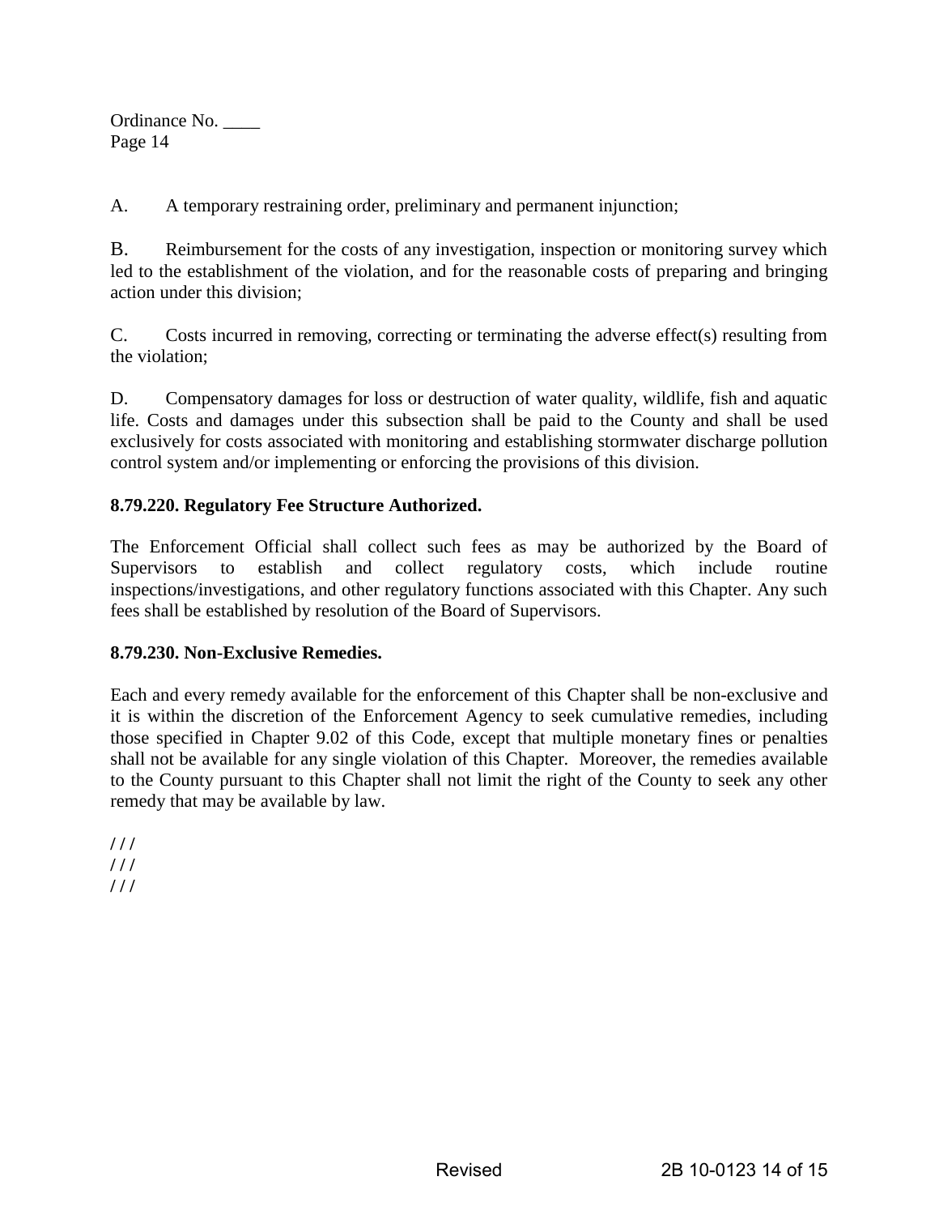A. A temporary restraining order, preliminary and permanent injunction;

B. Reimbursement for the costs of any investigation, inspection or monitoring survey which led to the establishment of the violation, and for the reasonable costs of preparing and bringing action under this division;

C. Costs incurred in removing, correcting or terminating the adverse effect(s) resulting from the violation;

D. Compensatory damages for loss or destruction of water quality, wildlife, fish and aquatic life. Costs and damages under this subsection shall be paid to the County and shall be used exclusively for costs associated with monitoring and establishing stormwater discharge pollution control system and/or implementing or enforcing the provisions of this division.

**8.79.220. Regulatory Fee Structure Authorized.**

The Enforcement Official shall collect such fees as may be authorized by the Board of Supervisors to establish and collect regulatory costs, which include routine inspections/investigations, and other regulatory functions associated with this Chapter. Any such fees shall be established by resolution of the Board of Supervisors.

**8.79.230. Non-Exclusive Remedies.**

Each and every remedy available for the enforcement of this Chapter shall be non-exclusive and it is within the discretion of the Enforcement Agency to seek cumulative remedies, including those specified in Chapter 9.02 of this Code, except that multiple monetary fines or penalties shall not be available for any single violation of this Chapter. Moreover, the remedies available to the County pursuant to this Chapter shall not limit the right of the County to seek any other remedy that may be available by law.

/ / /
/ / /
/ / /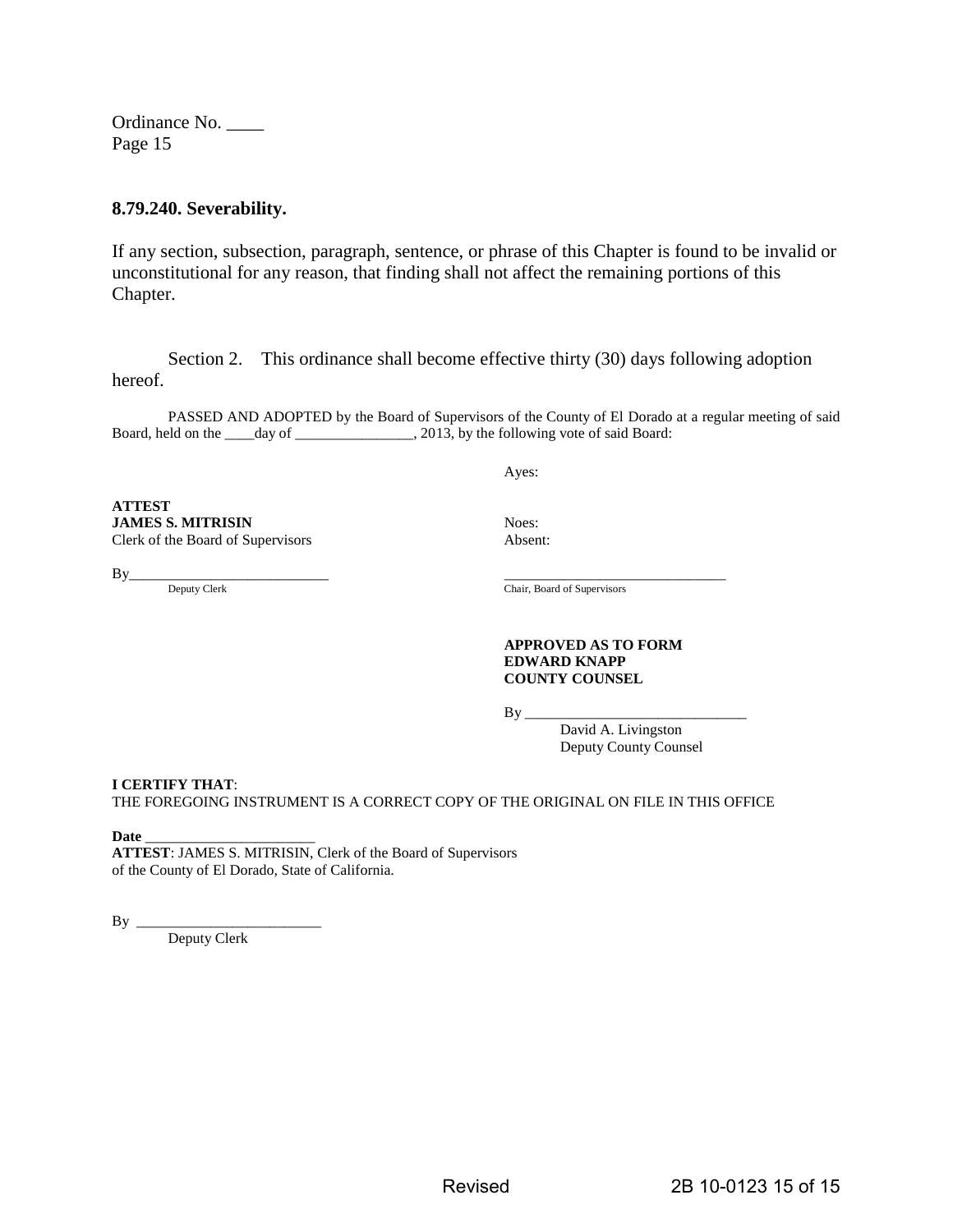Ordinance No. ____
Page 15

### 8.79.240. Severability.

If any section, subsection, paragraph, sentence, or phrase of this Chapter is found to be invalid or unconstitutional for any reason, that finding shall not affect the remaining portions of this Chapter.

Section 2. This ordinance shall become effective thirty (30) days following adoption hereof.

PASSED AND ADOPTED by the Board of Supervisors of the County of El Dorado at a regular meeting of said Board, held on the ____day of ________________, 2013, by the following vote of said Board:

Ayes:

**ATTEST**
**JAMES S. MITRISIN**
Clerk of the Board of Supervisors

Noes:
Absent:

By___________________________
Deputy Clerk

_______________________________
Chair, Board of Supervisors

**APPROVED AS TO FORM**
**EDWARD KNAPP**
**COUNTY COUNSEL**

By ______________________________
David A. Livingston
Deputy County Counsel

**I CERTIFY THAT**:
THE FOREGOING INSTRUMENT IS A CORRECT COPY OF THE ORIGINAL ON FILE IN THIS OFFICE

**Date** _______________________
**ATTEST**: JAMES S. MITRISIN, Clerk of the Board of Supervisors of the County of El Dorado, State of California.

By _________________________
Deputy Clerk